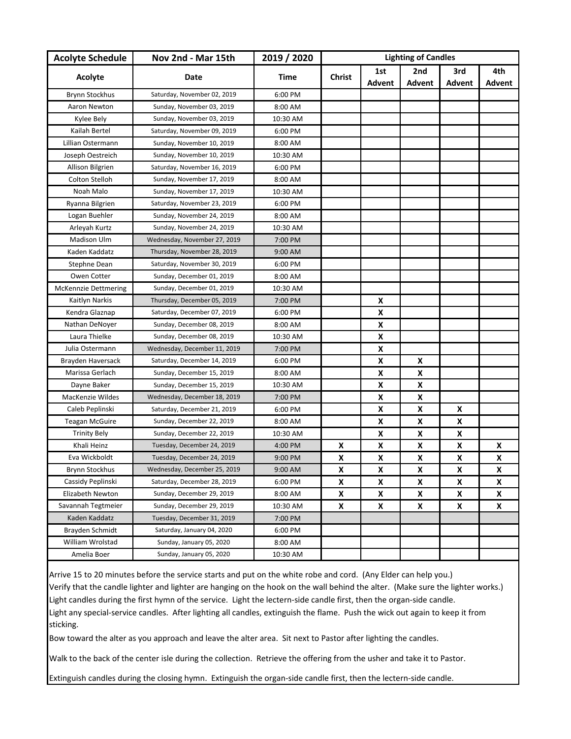| Acolyte Schedule | Nov 2nd - Mar 15th | 2019 / 2020 | Lighting of Candles | | | | |
|---|---|---|---|---|---|---|---|
| **Acolyte** | **Date** | **Time** | **Christ** | **1st Advent** | **2nd Advent** | **3rd Advent** | **4th Advent** |
| Brynn Stockhus | Saturday, November 02, 2019 | 6:00 PM | | | | | |
| Aaron Newton | Sunday, November 03, 2019 | 8:00 AM | | | | | |
| Kylee Bely | Sunday, November 03, 2019 | 10:30 AM | | | | | |
| Kailah Bertel | Saturday, November 09, 2019 | 6:00 PM | | | | | |
| Lillian Ostermann | Sunday, November 10, 2019 | 8:00 AM | | | | | |
| Joseph Oestreich | Sunday, November 10, 2019 | 10:30 AM | | | | | |
| Allison Bilgrien | Saturday, November 16, 2019 | 6:00 PM | | | | | |
| Colton Stelloh | Sunday, November 17, 2019 | 8:00 AM | | | | | |
| Noah Malo | Sunday, November 17, 2019 | 10:30 AM | | | | | |
| Ryanna Bilgrien | Saturday, November 23, 2019 | 6:00 PM | | | | | |
| Logan Buehler | Sunday, November 24, 2019 | 8:00 AM | | | | | |
| Arleyah Kurtz | Sunday, November 24, 2019 | 10:30 AM | | | | | |
| Madison Ulm | Wednesday, November 27, 2019 | 7:00 PM | | | | | |
| Kaden Kaddatz | Thursday, November 28, 2019 | 9:00 AM | | | | | |
| Stephne Dean | Saturday, November 30, 2019 | 6:00 PM | | | | | |
| Owen Cotter | Sunday, December 01, 2019 | 8:00 AM | | | | | |
| McKennzie Dettmering | Sunday, December 01, 2019 | 10:30 AM | | | | | |
| Kaitlyn Narkis | Thursday, December 05, 2019 | 7:00 PM | | X | | | |
| Kendra Glaznap | Saturday, December 07, 2019 | 6:00 PM | | X | | | |
| Nathan DeNoyer | Sunday, December 08, 2019 | 8:00 AM | | X | | | |
| Laura Thielke | Sunday, December 08, 2019 | 10:30 AM | | X | | | |
| Julia Ostermann | Wednesday, December 11, 2019 | 7:00 PM | | X | | | |
| Brayden Haversack | Saturday, December 14, 2019 | 6:00 PM | | X | X | | |
| Marissa Gerlach | Sunday, December 15, 2019 | 8:00 AM | | X | X | | |
| Dayne Baker | Sunday, December 15, 2019 | 10:30 AM | | X | X | | |
| MacKenzie Wildes | Wednesday, December 18, 2019 | 7:00 PM | | X | X | | |
| Caleb Peplinski | Saturday, December 21, 2019 | 6:00 PM | | X | X | X | |
| Teagan McGuire | Sunday, December 22, 2019 | 8:00 AM | | X | X | X | |
| Trinity Bely | Sunday, December 22, 2019 | 10:30 AM | | X | X | X | |
| Khali Heinz | Tuesday, December 24, 2019 | 4:00 PM | X | X | X | X | X |
| Eva Wickboldt | Tuesday, December 24, 2019 | 9:00 PM | X | X | X | X | X |
| Brynn Stockhus | Wednesday, December 25, 2019 | 9:00 AM | X | X | X | X | X |
| Cassidy Peplinski | Saturday, December 28, 2019 | 6:00 PM | X | X | X | X | X |
| Elizabeth Newton | Sunday, December 29, 2019 | 8:00 AM | X | X | X | X | X |
| Savannah Tegtmeier | Sunday, December 29, 2019 | 10:30 AM | X | X | X | X | X |
| Kaden Kaddatz | Tuesday, December 31, 2019 | 7:00 PM | | | | | |
| Brayden Schmidt | Saturday, January 04, 2020 | 6:00 PM | | | | | |
| William Wrolstad | Sunday, January 05, 2020 | 8:00 AM | | | | | |
| Amelia Boer | Sunday, January 05, 2020 | 10:30 AM | | | | | |

Arrive 15 to 20 minutes before the service starts and put on the white robe and cord. (Any Elder can help you.)
Verify that the candle lighter and lighter are hanging on the hook on the wall behind the alter. (Make sure the lighter works.)
Light candles during the first hymn of the service. Light the lectern-side candle first, then the organ-side candle.
Light any special-service candles. After lighting all candles, extinguish the flame. Push the wick out again to keep it from sticking.

Bow toward the alter as you approach and leave the alter area. Sit next to Pastor after lighting the candles.

Walk to the back of the center isle during the collection. Retrieve the offering from the usher and take it to Pastor.

Extinguish candles during the closing hymn. Extinguish the organ-side candle first, then the lectern-side candle.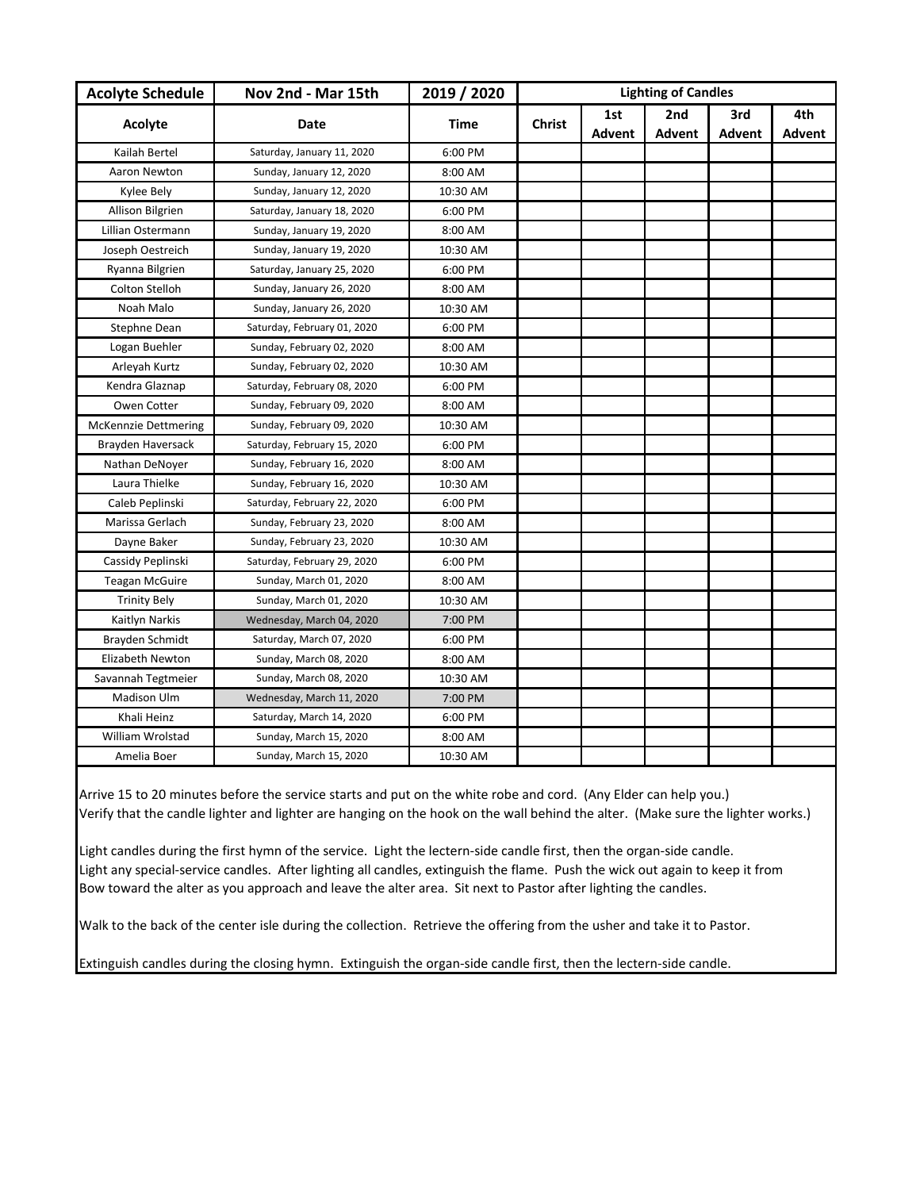| Acolyte Schedule | Nov 2nd - Mar 15th | 2019 / 2020 | Lighting of Candles | | | | |
|---|---|---|---|---|---|---|---|
| Acolyte | Date | Time | Christ | 1st Advent | 2nd Advent | 3rd Advent | 4th Advent |
| Kailah Bertel | Saturday, January 11, 2020 | 6:00 PM | | | | | |
| Aaron Newton | Sunday, January 12, 2020 | 8:00 AM | | | | | |
| Kylee Bely | Sunday, January 12, 2020 | 10:30 AM | | | | | |
| Allison Bilgrien | Saturday, January 18, 2020 | 6:00 PM | | | | | |
| Lillian Ostermann | Sunday, January 19, 2020 | 8:00 AM | | | | | |
| Joseph Oestreich | Sunday, January 19, 2020 | 10:30 AM | | | | | |
| Ryanna Bilgrien | Saturday, January 25, 2020 | 6:00 PM | | | | | |
| Colton Stelloh | Sunday, January 26, 2020 | 8:00 AM | | | | | |
| Noah Malo | Sunday, January 26, 2020 | 10:30 AM | | | | | |
| Stephne Dean | Saturday, February 01, 2020 | 6:00 PM | | | | | |
| Logan Buehler | Sunday, February 02, 2020 | 8:00 AM | | | | | |
| Arleyah Kurtz | Sunday, February 02, 2020 | 10:30 AM | | | | | |
| Kendra Glaznap | Saturday, February 08, 2020 | 6:00 PM | | | | | |
| Owen Cotter | Sunday, February 09, 2020 | 8:00 AM | | | | | |
| McKennzie Dettmering | Sunday, February 09, 2020 | 10:30 AM | | | | | |
| Brayden Haversack | Saturday, February 15, 2020 | 6:00 PM | | | | | |
| Nathan DeNoyer | Sunday, February 16, 2020 | 8:00 AM | | | | | |
| Laura Thielke | Sunday, February 16, 2020 | 10:30 AM | | | | | |
| Caleb Peplinski | Saturday, February 22, 2020 | 6:00 PM | | | | | |
| Marissa Gerlach | Sunday, February 23, 2020 | 8:00 AM | | | | | |
| Dayne Baker | Sunday, February 23, 2020 | 10:30 AM | | | | | |
| Cassidy Peplinski | Saturday, February 29, 2020 | 6:00 PM | | | | | |
| Teagan McGuire | Sunday, March 01, 2020 | 8:00 AM | | | | | |
| Trinity Bely | Sunday, March 01, 2020 | 10:30 AM | | | | | |
| Kaitlyn Narkis | Wednesday, March 04, 2020 | 7:00 PM | | | | | |
| Brayden Schmidt | Saturday, March 07, 2020 | 6:00 PM | | | | | |
| Elizabeth Newton | Sunday, March 08, 2020 | 8:00 AM | | | | | |
| Savannah Tegtmeier | Sunday, March 08, 2020 | 10:30 AM | | | | | |
| Madison Ulm | Wednesday, March 11, 2020 | 7:00 PM | | | | | |
| Khali Heinz | Saturday, March 14, 2020 | 6:00 PM | | | | | |
| William Wrolstad | Sunday, March 15, 2020 | 8:00 AM | | | | | |
| Amelia Boer | Sunday, March 15, 2020 | 10:30 AM | | | | | |

Arrive 15 to 20 minutes before the service starts and put on the white robe and cord. (Any Elder can help you.)
Verify that the candle lighter and lighter are hanging on the hook on the wall behind the alter. (Make sure the lighter works.)

Light candles during the first hymn of the service. Light the lectern-side candle first, then the organ-side candle.
Light any special-service candles. After lighting all candles, extinguish the flame. Push the wick out again to keep it from
Bow toward the alter as you approach and leave the alter area. Sit next to Pastor after lighting the candles.

Walk to the back of the center isle during the collection. Retrieve the offering from the usher and take it to Pastor.

Extinguish candles during the closing hymn. Extinguish the organ-side candle first, then the lectern-side candle.